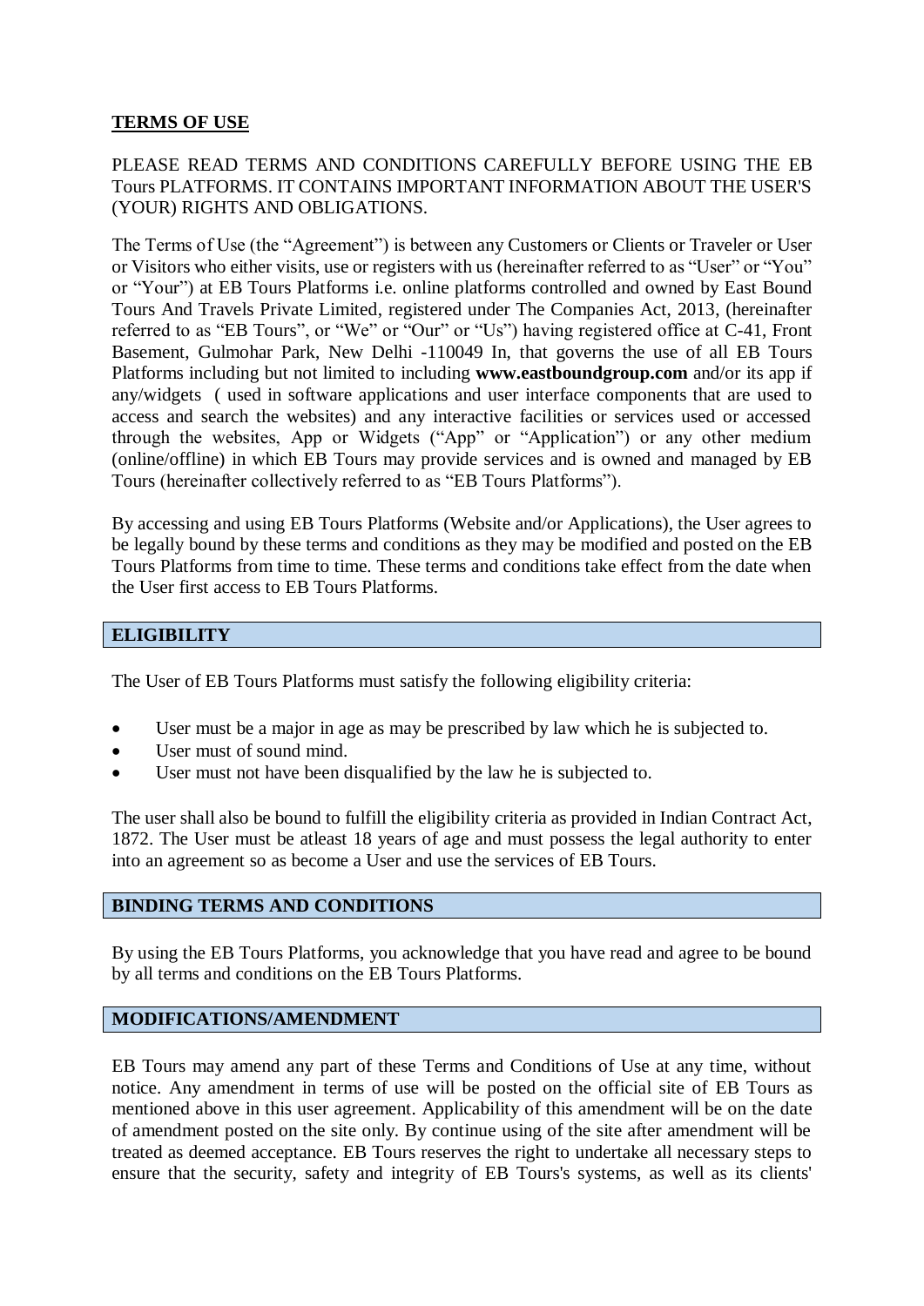## **TERMS OF USE**

PLEASE READ TERMS AND CONDITIONS CAREFULLY BEFORE USING THE EB Tours PLATFORMS. IT CONTAINS IMPORTANT INFORMATION ABOUT THE USER'S (YOUR) RIGHTS AND OBLIGATIONS.

The Terms of Use (the "Agreement") is between any Customers or Clients or Traveler or User or Visitors who either visits, use or registers with us (hereinafter referred to as "User" or "You" or "Your") at EB Tours Platforms i.e. online platforms controlled and owned by East Bound Tours And Travels Private Limited, registered under The Companies Act, 2013, (hereinafter referred to as "EB Tours", or "We" or "Our" or "Us") having registered office at C-41, Front Basement, Gulmohar Park, New Delhi -110049 In, that governs the use of all EB Tours Platforms including but not limited to including **www.eastboundgroup.com** and/or its app if any/widgets ( used in software applications and user interface components that are used to access and search the websites) and any interactive facilities or services used or accessed through the websites, App or Widgets ("App" or "Application") or any other medium (online/offline) in which EB Tours may provide services and is owned and managed by EB Tours (hereinafter collectively referred to as "EB Tours Platforms").

By accessing and using EB Tours Platforms (Website and/or Applications), the User agrees to be legally bound by these terms and conditions as they may be modified and posted on the EB Tours Platforms from time to time. These terms and conditions take effect from the date when the User first access to EB Tours Platforms.

### **ELIGIBILITY**

The User of EB Tours Platforms must satisfy the following eligibility criteria:

- User must be a major in age as may be prescribed by law which he is subjected to.
- User must of sound mind.
- User must not have been disqualified by the law he is subjected to.

The user shall also be bound to fulfill the eligibility criteria as provided in Indian Contract Act, 1872. The User must be atleast 18 years of age and must possess the legal authority to enter into an agreement so as become a User and use the services of EB Tours.

### **BINDING TERMS AND CONDITIONS**

By using the EB Tours Platforms, you acknowledge that you have read and agree to be bound by all terms and conditions on the EB Tours Platforms.

### **MODIFICATIONS/AMENDMENT**

EB Tours may amend any part of these Terms and Conditions of Use at any time, without notice. Any amendment in terms of use will be posted on the official site of EB Tours as mentioned above in this user agreement. Applicability of this amendment will be on the date of amendment posted on the site only. By continue using of the site after amendment will be treated as deemed acceptance. EB Tours reserves the right to undertake all necessary steps to ensure that the security, safety and integrity of EB Tours's systems, as well as its clients'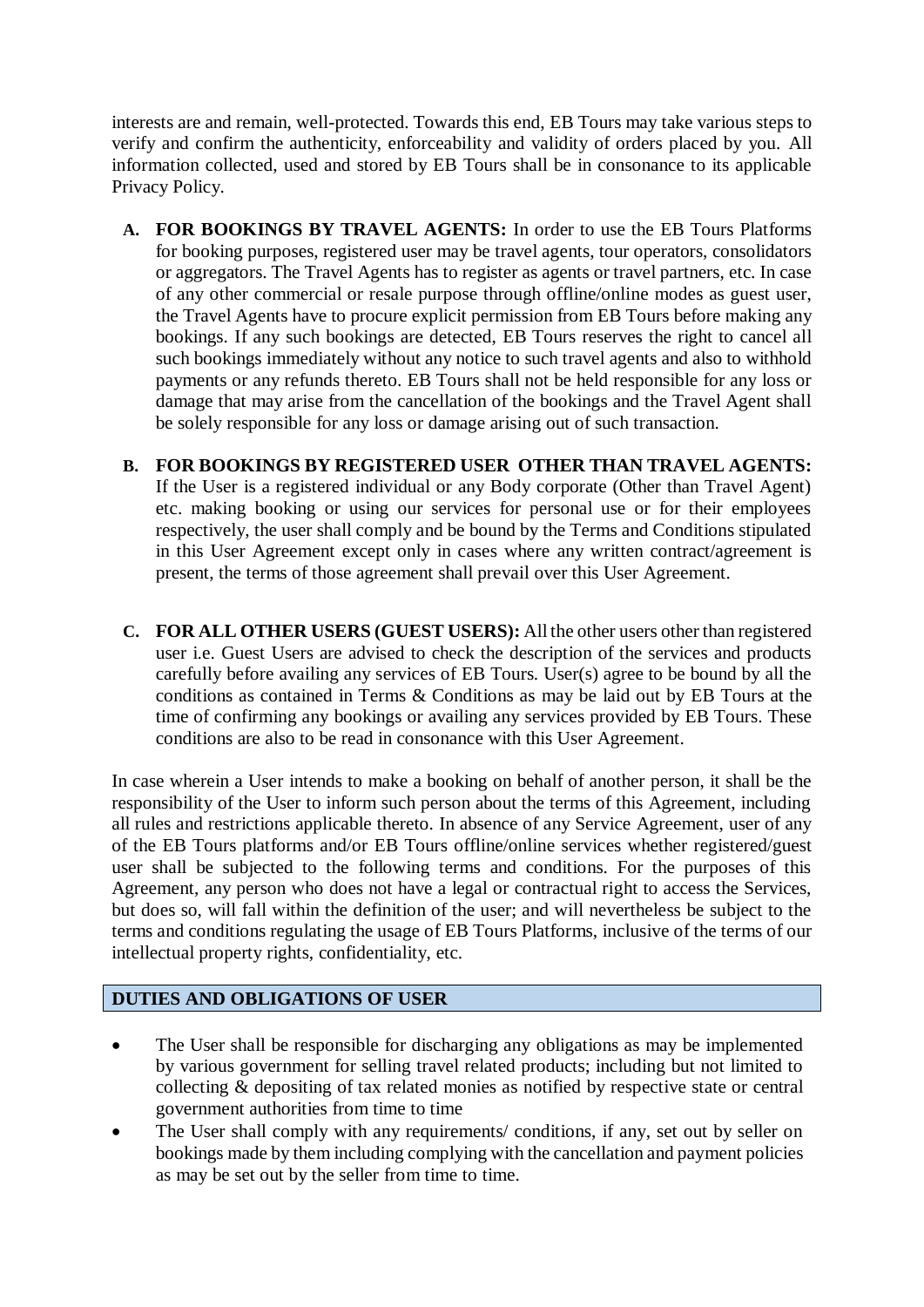interests are and remain, well-protected. Towards this end, EB Tours may take various steps to verify and confirm the authenticity, enforceability and validity of orders placed by you. All information collected, used and stored by EB Tours shall be in consonance to its applicable Privacy Policy.

**A. FOR BOOKINGS BY TRAVEL AGENTS:** In order to use the EB Tours Platforms for booking purposes, registered user may be travel agents, tour operators, consolidators or aggregators. The Travel Agents has to register as agents or travel partners, etc. In case of any other commercial or resale purpose through offline/online modes as guest user, the Travel Agents have to procure explicit permission from EB Tours before making any bookings. If any such bookings are detected, EB Tours reserves the right to cancel all such bookings immediately without any notice to such travel agents and also to withhold payments or any refunds thereto. EB Tours shall not be held responsible for any loss or damage that may arise from the cancellation of the bookings and the Travel Agent shall be solely responsible for any loss or damage arising out of such transaction.

**B. FOR BOOKINGS BY REGISTERED USER OTHER THAN TRAVEL AGENTS:** If the User is a registered individual or any Body corporate (Other than Travel Agent) etc. making booking or using our services for personal use or for their employees respectively, the user shall comply and be bound by the Terms and Conditions stipulated in this User Agreement except only in cases where any written contract/agreement is present, the terms of those agreement shall prevail over this User Agreement.

**C. FOR ALL OTHER USERS (GUEST USERS):** All the other users other than registered user i.e. Guest Users are advised to check the description of the services and products carefully before availing any services of EB Tours. User(s) agree to be bound by all the conditions as contained in Terms & Conditions as may be laid out by EB Tours at the time of confirming any bookings or availing any services provided by EB Tours. These conditions are also to be read in consonance with this User Agreement.

In case wherein a User intends to make a booking on behalf of another person, it shall be the responsibility of the User to inform such person about the terms of this Agreement, including all rules and restrictions applicable thereto. In absence of any Service Agreement, user of any of the EB Tours platforms and/or EB Tours offline/online services whether registered/guest user shall be subjected to the following terms and conditions. For the purposes of this Agreement, any person who does not have a legal or contractual right to access the Services, but does so, will fall within the definition of the user; and will nevertheless be subject to the terms and conditions regulating the usage of EB Tours Platforms, inclusive of the terms of our intellectual property rights, confidentiality, etc.

## DUTIES AND OBLIGATIONS OF USER

- The User shall be responsible for discharging any obligations as may be implemented by various government for selling travel related products; including but not limited to collecting & depositing of tax related monies as notified by respective state or central government authorities from time to time
- The User shall comply with any requirements/ conditions, if any, set out by seller on bookings made by them including complying with the cancellation and payment policies as may be set out by the seller from time to time.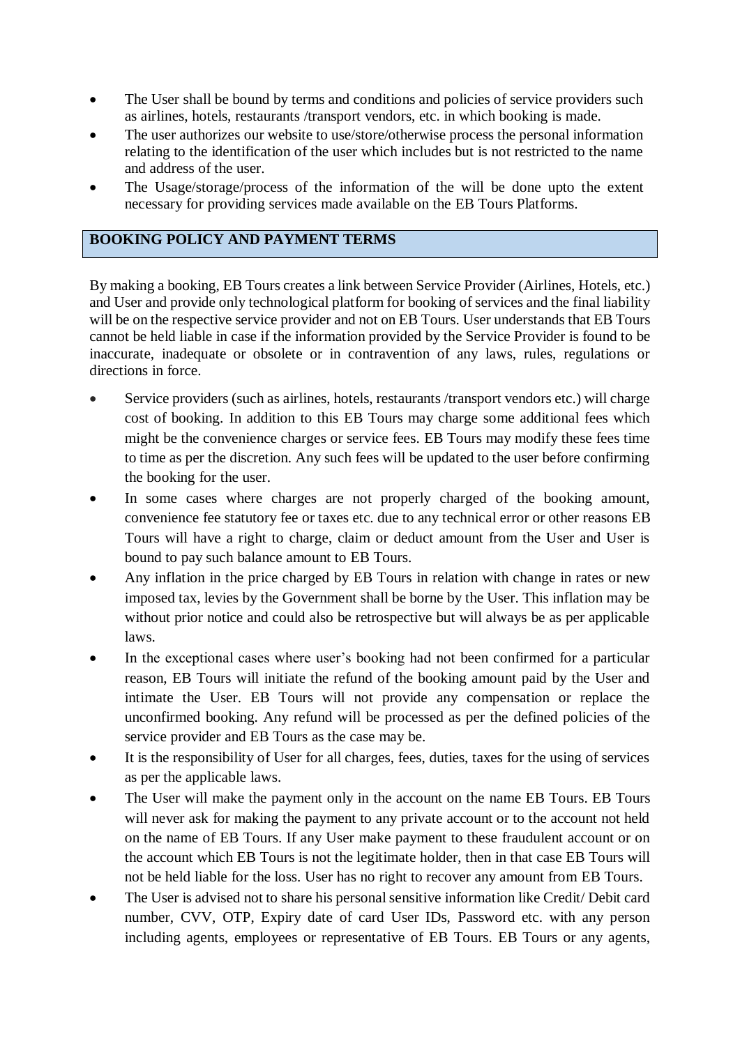- The User shall be bound by terms and conditions and policies of service providers such as airlines, hotels, restaurants /transport vendors, etc. in which booking is made.
- The user authorizes our website to use/store/otherwise process the personal information relating to the identification of the user which includes but is not restricted to the name and address of the user.
- The Usage/storage/process of the information of the will be done upto the extent necessary for providing services made available on the EB Tours Platforms.

## BOOKING POLICY AND PAYMENT TERMS

By making a booking, EB Tours creates a link between Service Provider (Airlines, Hotels, etc.) and User and provide only technological platform for booking of services and the final liability will be on the respective service provider and not on EB Tours. User understands that EB Tours cannot be held liable in case if the information provided by the Service Provider is found to be inaccurate, inadequate or obsolete or in contravention of any laws, rules, regulations or directions in force.

- Service providers (such as airlines, hotels, restaurants /transport vendors etc.) will charge cost of booking. In addition to this EB Tours may charge some additional fees which might be the convenience charges or service fees. EB Tours may modify these fees time to time as per the discretion. Any such fees will be updated to the user before confirming the booking for the user.
- In some cases where charges are not properly charged of the booking amount, convenience fee statutory fee or taxes etc. due to any technical error or other reasons EB Tours will have a right to charge, claim or deduct amount from the User and User is bound to pay such balance amount to EB Tours.
- Any inflation in the price charged by EB Tours in relation with change in rates or new imposed tax, levies by the Government shall be borne by the User. This inflation may be without prior notice and could also be retrospective but will always be as per applicable laws.
- In the exceptional cases where user's booking had not been confirmed for a particular reason, EB Tours will initiate the refund of the booking amount paid by the User and intimate the User. EB Tours will not provide any compensation or replace the unconfirmed booking. Any refund will be processed as per the defined policies of the service provider and EB Tours as the case may be.
- It is the responsibility of User for all charges, fees, duties, taxes for the using of services as per the applicable laws.
- The User will make the payment only in the account on the name EB Tours. EB Tours will never ask for making the payment to any private account or to the account not held on the name of EB Tours. If any User make payment to these fraudulent account or on the account which EB Tours is not the legitimate holder, then in that case EB Tours will not be held liable for the loss. User has no right to recover any amount from EB Tours.
- The User is advised not to share his personal sensitive information like Credit/ Debit card number, CVV, OTP, Expiry date of card User IDs, Password etc. with any person including agents, employees or representative of EB Tours. EB Tours or any agents,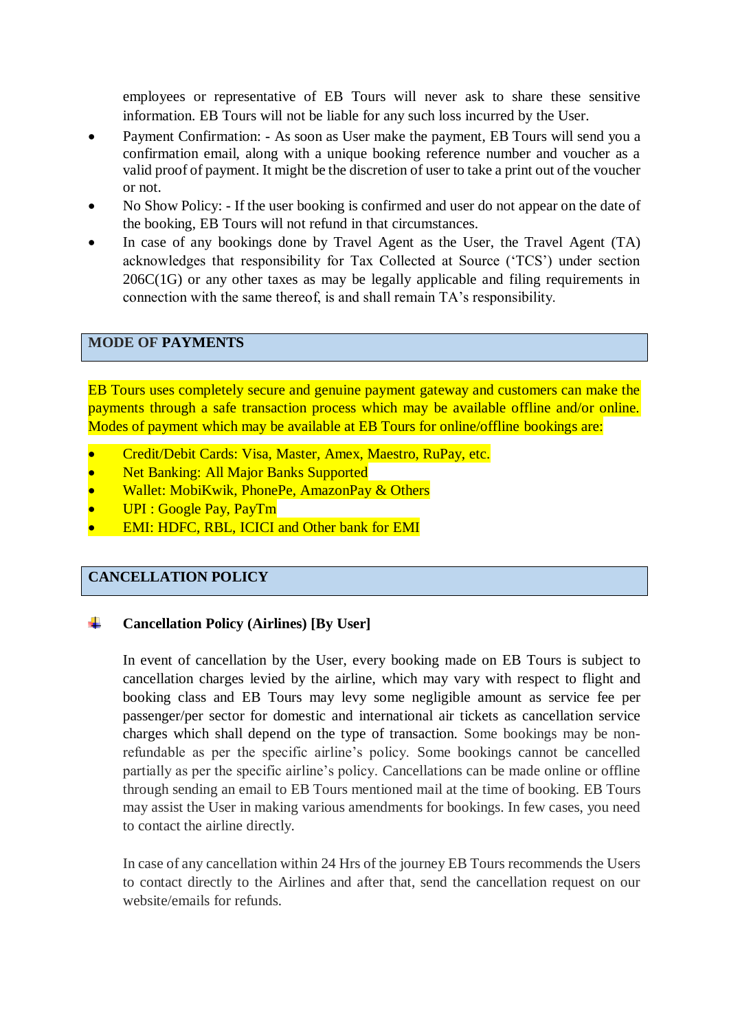employees or representative of EB Tours will never ask to share these sensitive information. EB Tours will not be liable for any such loss incurred by the User.

- Payment Confirmation: - As soon as User make the payment, EB Tours will send you a confirmation email, along with a unique booking reference number and voucher as a valid proof of payment. It might be the discretion of user to take a print out of the voucher or not.
- No Show Policy: - If the user booking is confirmed and user do not appear on the date of the booking, EB Tours will not refund in that circumstances.
- In case of any bookings done by Travel Agent as the User, the Travel Agent (TA) acknowledges that responsibility for Tax Collected at Source ('TCS') under section 206C(1G) or any other taxes as may be legally applicable and filing requirements in connection with the same thereof, is and shall remain TA's responsibility.

## MODE OF PAYMENTS

EB Tours uses completely secure and genuine payment gateway and customers can make the payments through a safe transaction process which may be available offline and/or online. Modes of payment which may be available at EB Tours for online/offline bookings are:

- Credit/Debit Cards: Visa, Master, Amex, Maestro, RuPay, etc.
- Net Banking: All Major Banks Supported
- Wallet: MobiKwik, PhonePe, AmazonPay & Others
- UPI : Google Pay, PayTm
- EMI: HDFC, RBL, ICICI and Other bank for EMI

## CANCELLATION POLICY

### Cancellation Policy (Airlines) [By User]

In event of cancellation by the User, every booking made on EB Tours is subject to cancellation charges levied by the airline, which may vary with respect to flight and booking class and EB Tours may levy some negligible amount as service fee per passenger/per sector for domestic and international air tickets as cancellation service charges which shall depend on the type of transaction. Some bookings may be non-refundable as per the specific airline's policy. Some bookings cannot be cancelled partially as per the specific airline's policy. Cancellations can be made online or offline through sending an email to EB Tours mentioned mail at the time of booking. EB Tours may assist the User in making various amendments for bookings. In few cases, you need to contact the airline directly.

In case of any cancellation within 24 Hrs of the journey EB Tours recommends the Users to contact directly to the Airlines and after that, send the cancellation request on our website/emails for refunds.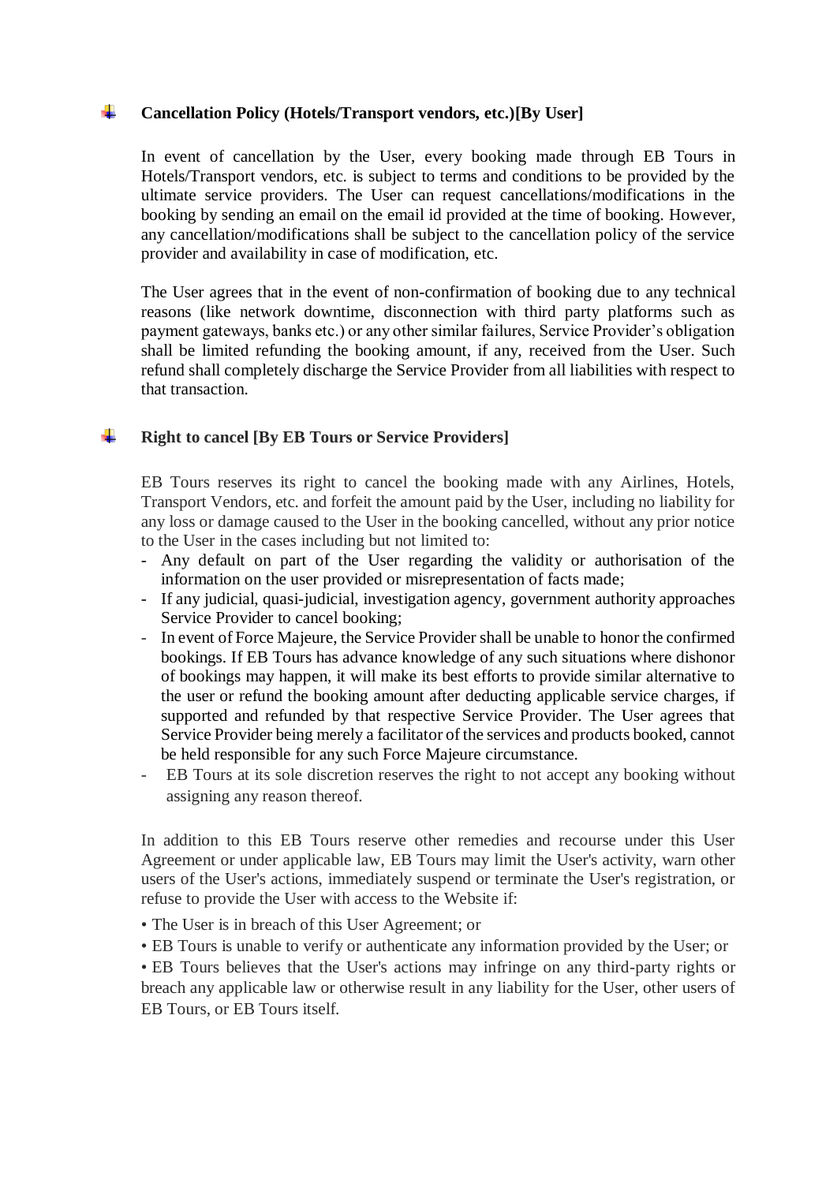## **Cancellation Policy (Hotels/Transport vendors, etc.)[By User]**

In event of cancellation by the User, every booking made through EB Tours in Hotels/Transport vendors, etc. is subject to terms and conditions to be provided by the ultimate service providers. The User can request cancellations/modifications in the booking by sending an email on the email id provided at the time of booking. However, any cancellation/modifications shall be subject to the cancellation policy of the service provider and availability in case of modification, etc.

The User agrees that in the event of non-confirmation of booking due to any technical reasons (like network downtime, disconnection with third party platforms such as payment gateways, banks etc.) or any other similar failures, Service Provider's obligation shall be limited refunding the booking amount, if any, received from the User. Such refund shall completely discharge the Service Provider from all liabilities with respect to that transaction.

## **Right to cancel [By EB Tours or Service Providers]**

EB Tours reserves its right to cancel the booking made with any Airlines, Hotels, Transport Vendors, etc. and forfeit the amount paid by the User, including no liability for any loss or damage caused to the User in the booking cancelled, without any prior notice to the User in the cases including but not limited to:

- Any default on part of the User regarding the validity or authorisation of the information on the user provided or misrepresentation of facts made;
- If any judicial, quasi-judicial, investigation agency, government authority approaches Service Provider to cancel booking;
- In event of Force Majeure, the Service Provider shall be unable to honor the confirmed bookings. If EB Tours has advance knowledge of any such situations where dishonor of bookings may happen, it will make its best efforts to provide similar alternative to the user or refund the booking amount after deducting applicable service charges, if supported and refunded by that respective Service Provider. The User agrees that Service Provider being merely a facilitator of the services and products booked, cannot be held responsible for any such Force Majeure circumstance.
- EB Tours at its sole discretion reserves the right to not accept any booking without assigning any reason thereof.

In addition to this EB Tours reserve other remedies and recourse under this User Agreement or under applicable law, EB Tours may limit the User's activity, warn other users of the User's actions, immediately suspend or terminate the User's registration, or refuse to provide the User with access to the Website if:

- The User is in breach of this User Agreement; or
- EB Tours is unable to verify or authenticate any information provided by the User; or
- EB Tours believes that the User's actions may infringe on any third-party rights or breach any applicable law or otherwise result in any liability for the User, other users of EB Tours, or EB Tours itself.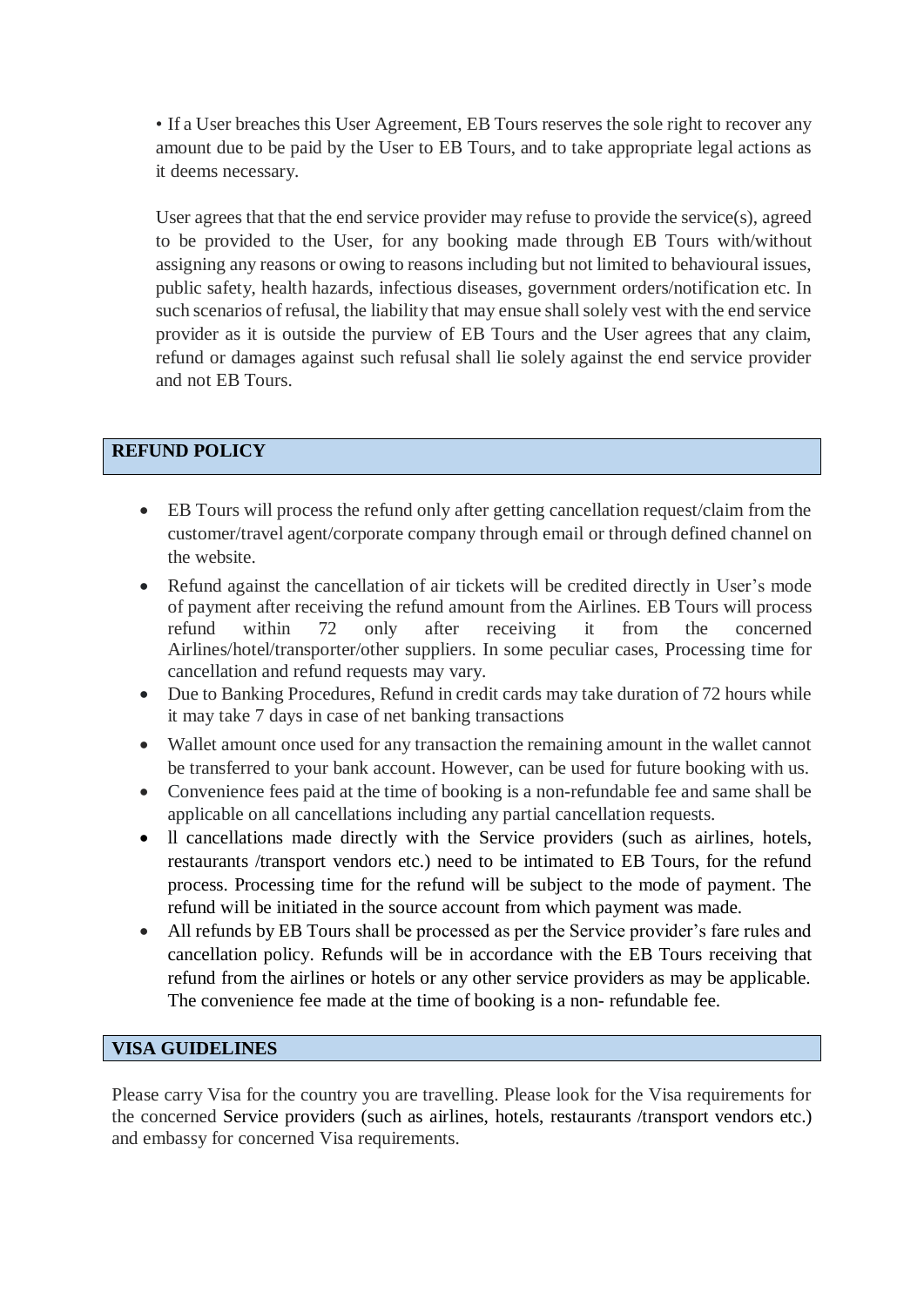• If a User breaches this User Agreement, EB Tours reserves the sole right to recover any amount due to be paid by the User to EB Tours, and to take appropriate legal actions as it deems necessary.

User agrees that that the end service provider may refuse to provide the service(s), agreed to be provided to the User, for any booking made through EB Tours with/without assigning any reasons or owing to reasons including but not limited to behavioural issues, public safety, health hazards, infectious diseases, government orders/notification etc. In such scenarios of refusal, the liability that may ensue shall solely vest with the end service provider as it is outside the purview of EB Tours and the User agrees that any claim, refund or damages against such refusal shall lie solely against the end service provider and not EB Tours.

## REFUND POLICY

- EB Tours will process the refund only after getting cancellation request/claim from the customer/travel agent/corporate company through email or through defined channel on the website.
- Refund against the cancellation of air tickets will be credited directly in User's mode of payment after receiving the refund amount from the Airlines. EB Tours will process refund within 72 only after receiving it from the concerned Airlines/hotel/transporter/other suppliers. In some peculiar cases, Processing time for cancellation and refund requests may vary.
- Due to Banking Procedures, Refund in credit cards may take duration of 72 hours while it may take 7 days in case of net banking transactions
- Wallet amount once used for any transaction the remaining amount in the wallet cannot be transferred to your bank account. However, can be used for future booking with us.
- Convenience fees paid at the time of booking is a non-refundable fee and same shall be applicable on all cancellations including any partial cancellation requests.
- ll cancellations made directly with the Service providers (such as airlines, hotels, restaurants /transport vendors etc.) need to be intimated to EB Tours, for the refund process. Processing time for the refund will be subject to the mode of payment. The refund will be initiated in the source account from which payment was made.
- All refunds by EB Tours shall be processed as per the Service provider's fare rules and cancellation policy. Refunds will be in accordance with the EB Tours receiving that refund from the airlines or hotels or any other service providers as may be applicable. The convenience fee made at the time of booking is a non- refundable fee.

## VISA GUIDELINES

Please carry Visa for the country you are travelling. Please look for the Visa requirements for the concerned Service providers (such as airlines, hotels, restaurants /transport vendors etc.) and embassy for concerned Visa requirements.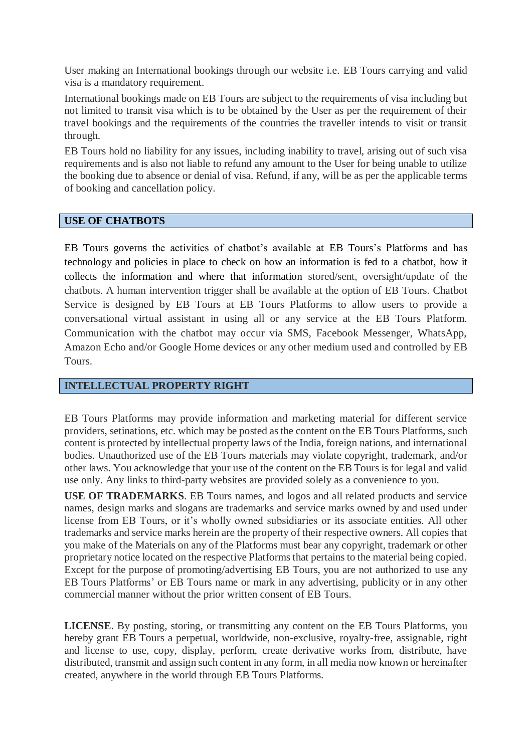User making an International bookings through our website i.e. EB Tours carrying and valid visa is a mandatory requirement.

International bookings made on EB Tours are subject to the requirements of visa including but not limited to transit visa which is to be obtained by the User as per the requirement of their travel bookings and the requirements of the countries the traveller intends to visit or transit through.

EB Tours hold no liability for any issues, including inability to travel, arising out of such visa requirements and is also not liable to refund any amount to the User for being unable to utilize the booking due to absence or denial of visa. Refund, if any, will be as per the applicable terms of booking and cancellation policy.

## USE OF CHATBOTS

EB Tours governs the activities of chatbot's available at EB Tours's Platforms and has technology and policies in place to check on how an information is fed to a chatbot, how it collects the information and where that information stored/sent, oversight/update of the chatbots. A human intervention trigger shall be available at the option of EB Tours. Chatbot Service is designed by EB Tours at EB Tours Platforms to allow users to provide a conversational virtual assistant in using all or any service at the EB Tours Platform. Communication with the chatbot may occur via SMS, Facebook Messenger, WhatsApp, Amazon Echo and/or Google Home devices or any other medium used and controlled by EB Tours.

## INTELLECTUAL PROPERTY RIGHT

EB Tours Platforms may provide information and marketing material for different service providers, setinations, etc. which may be posted as the content on the EB Tours Platforms, such content is protected by intellectual property laws of the India, foreign nations, and international bodies. Unauthorized use of the EB Tours materials may violate copyright, trademark, and/or other laws. You acknowledge that your use of the content on the EB Tours is for legal and valid use only. Any links to third-party websites are provided solely as a convenience to you.

**USE OF TRADEMARKS**. EB Tours names, and logos and all related products and service names, design marks and slogans are trademarks and service marks owned by and used under license from EB Tours, or it's wholly owned subsidiaries or its associate entities. All other trademarks and service marks herein are the property of their respective owners. All copies that you make of the Materials on any of the Platforms must bear any copyright, trademark or other proprietary notice located on the respective Platforms that pertains to the material being copied. Except for the purpose of promoting/advertising EB Tours, you are not authorized to use any EB Tours Platforms' or EB Tours name or mark in any advertising, publicity or in any other commercial manner without the prior written consent of EB Tours.

**LICENSE**. By posting, storing, or transmitting any content on the EB Tours Platforms, you hereby grant EB Tours a perpetual, worldwide, non-exclusive, royalty-free, assignable, right and license to use, copy, display, perform, create derivative works from, distribute, have distributed, transmit and assign such content in any form, in all media now known or hereinafter created, anywhere in the world through EB Tours Platforms.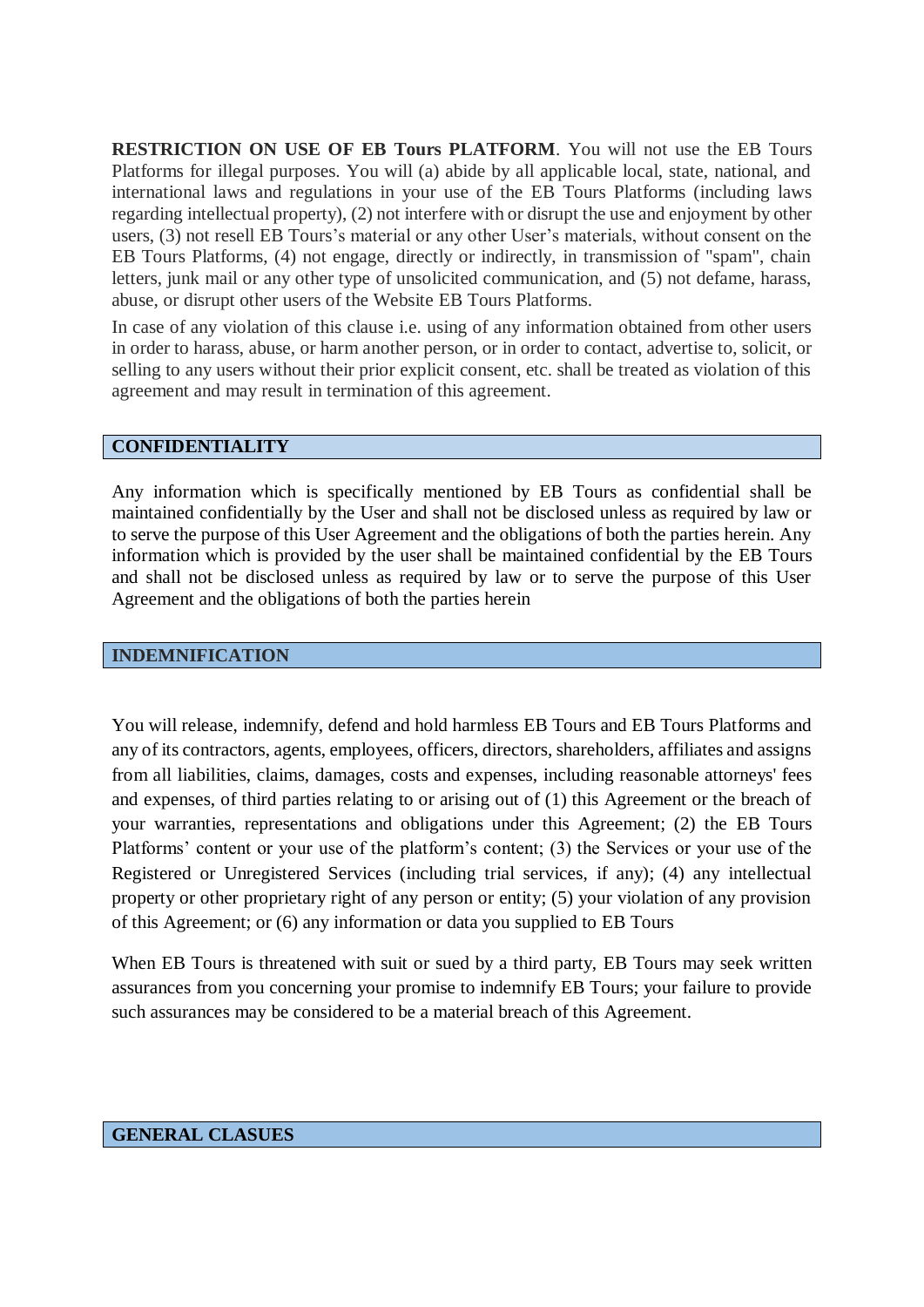**RESTRICTION ON USE OF EB Tours PLATFORM**. You will not use the EB Tours Platforms for illegal purposes. You will (a) abide by all applicable local, state, national, and international laws and regulations in your use of the EB Tours Platforms (including laws regarding intellectual property), (2) not interfere with or disrupt the use and enjoyment by other users, (3) not resell EB Tours's material or any other User's materials, without consent on the EB Tours Platforms, (4) not engage, directly or indirectly, in transmission of "spam", chain letters, junk mail or any other type of unsolicited communication, and (5) not defame, harass, abuse, or disrupt other users of the Website EB Tours Platforms.

In case of any violation of this clause i.e. using of any information obtained from other users in order to harass, abuse, or harm another person, or in order to contact, advertise to, solicit, or selling to any users without their prior explicit consent, etc. shall be treated as violation of this agreement and may result in termination of this agreement.

## CONFIDENTIALITY

Any information which is specifically mentioned by EB Tours as confidential shall be maintained confidentially by the User and shall not be disclosed unless as required by law or to serve the purpose of this User Agreement and the obligations of both the parties herein. Any information which is provided by the user shall be maintained confidential by the EB Tours and shall not be disclosed unless as required by law or to serve the purpose of this User Agreement and the obligations of both the parties herein

## INDEMNIFICATION

You will release, indemnify, defend and hold harmless EB Tours and EB Tours Platforms and any of its contractors, agents, employees, officers, directors, shareholders, affiliates and assigns from all liabilities, claims, damages, costs and expenses, including reasonable attorneys' fees and expenses, of third parties relating to or arising out of (1) this Agreement or the breach of your warranties, representations and obligations under this Agreement; (2) the EB Tours Platforms' content or your use of the platform's content; (3) the Services or your use of the Registered or Unregistered Services (including trial services, if any); (4) any intellectual property or other proprietary right of any person or entity; (5) your violation of any provision of this Agreement; or (6) any information or data you supplied to EB Tours

When EB Tours is threatened with suit or sued by a third party, EB Tours may seek written assurances from you concerning your promise to indemnify EB Tours; your failure to provide such assurances may be considered to be a material breach of this Agreement.

## GENERAL CLASUES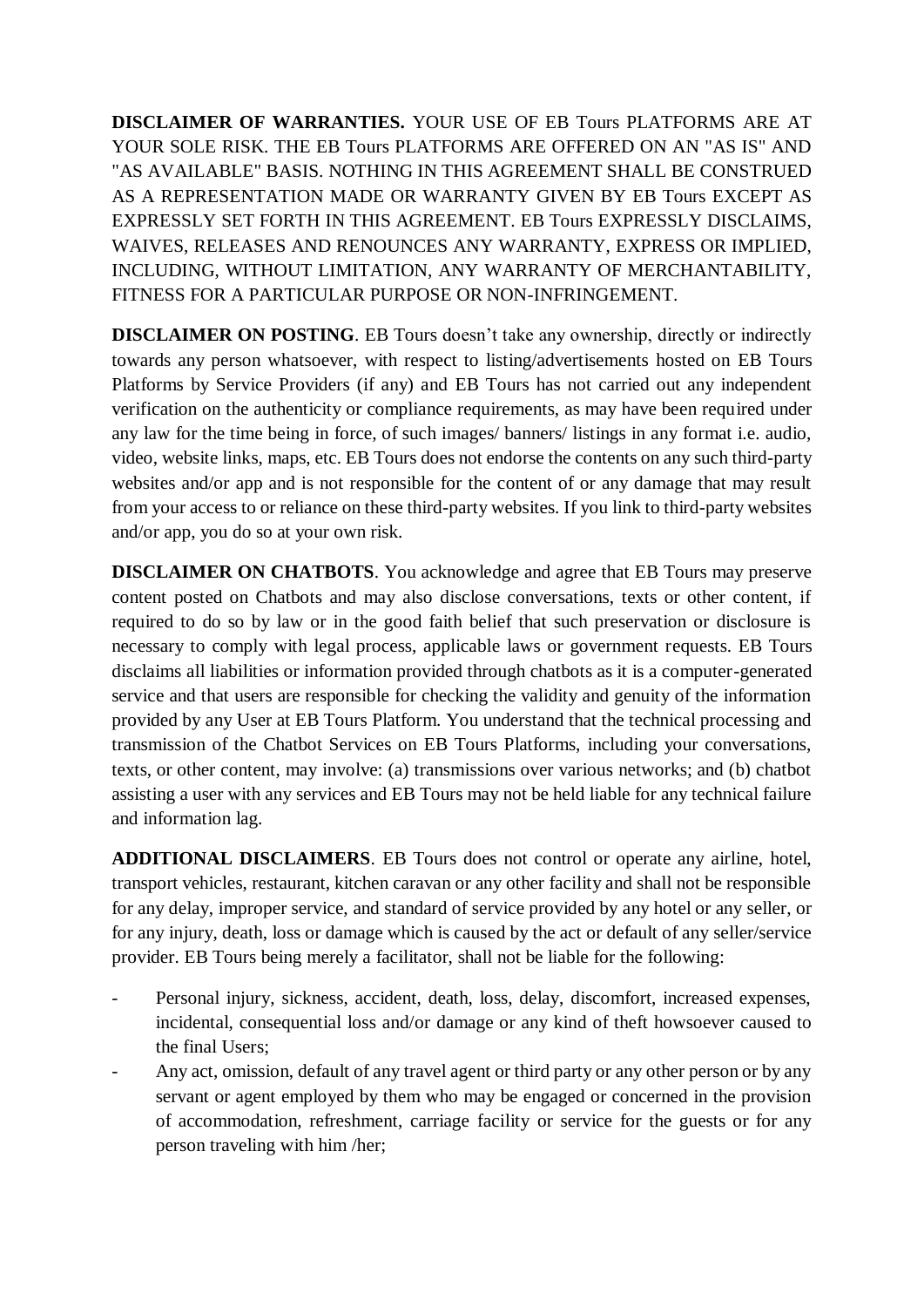**DISCLAIMER OF WARRANTIES.** YOUR USE OF EB Tours PLATFORMS ARE AT YOUR SOLE RISK. THE EB Tours PLATFORMS ARE OFFERED ON AN "AS IS" AND "AS AVAILABLE" BASIS. NOTHING IN THIS AGREEMENT SHALL BE CONSTRUED AS A REPRESENTATION MADE OR WARRANTY GIVEN BY EB Tours EXCEPT AS EXPRESSLY SET FORTH IN THIS AGREEMENT. EB Tours EXPRESSLY DISCLAIMS, WAIVES, RELEASES AND RENOUNCES ANY WARRANTY, EXPRESS OR IMPLIED, INCLUDING, WITHOUT LIMITATION, ANY WARRANTY OF MERCHANTABILITY, FITNESS FOR A PARTICULAR PURPOSE OR NON-INFRINGEMENT.

**DISCLAIMER ON POSTING**. EB Tours doesn't take any ownership, directly or indirectly towards any person whatsoever, with respect to listing/advertisements hosted on EB Tours Platforms by Service Providers (if any) and EB Tours has not carried out any independent verification on the authenticity or compliance requirements, as may have been required under any law for the time being in force, of such images/ banners/ listings in any format i.e. audio, video, website links, maps, etc. EB Tours does not endorse the contents on any such third-party websites and/or app and is not responsible for the content of or any damage that may result from your access to or reliance on these third-party websites. If you link to third-party websites and/or app, you do so at your own risk.

**DISCLAIMER ON CHATBOTS**. You acknowledge and agree that EB Tours may preserve content posted on Chatbots and may also disclose conversations, texts or other content, if required to do so by law or in the good faith belief that such preservation or disclosure is necessary to comply with legal process, applicable laws or government requests. EB Tours disclaims all liabilities or information provided through chatbots as it is a computer-generated service and that users are responsible for checking the validity and genuity of the information provided by any User at EB Tours Platform. You understand that the technical processing and transmission of the Chatbot Services on EB Tours Platforms, including your conversations, texts, or other content, may involve: (a) transmissions over various networks; and (b) chatbot assisting a user with any services and EB Tours may not be held liable for any technical failure and information lag.

**ADDITIONAL DISCLAIMERS**. EB Tours does not control or operate any airline, hotel, transport vehicles, restaurant, kitchen caravan or any other facility and shall not be responsible for any delay, improper service, and standard of service provided by any hotel or any seller, or for any injury, death, loss or damage which is caused by the act or default of any seller/service provider. EB Tours being merely a facilitator, shall not be liable for the following:

- Personal injury, sickness, accident, death, loss, delay, discomfort, increased expenses, incidental, consequential loss and/or damage or any kind of theft howsoever caused to the final Users;
- Any act, omission, default of any travel agent or third party or any other person or by any servant or agent employed by them who may be engaged or concerned in the provision of accommodation, refreshment, carriage facility or service for the guests or for any person traveling with him /her;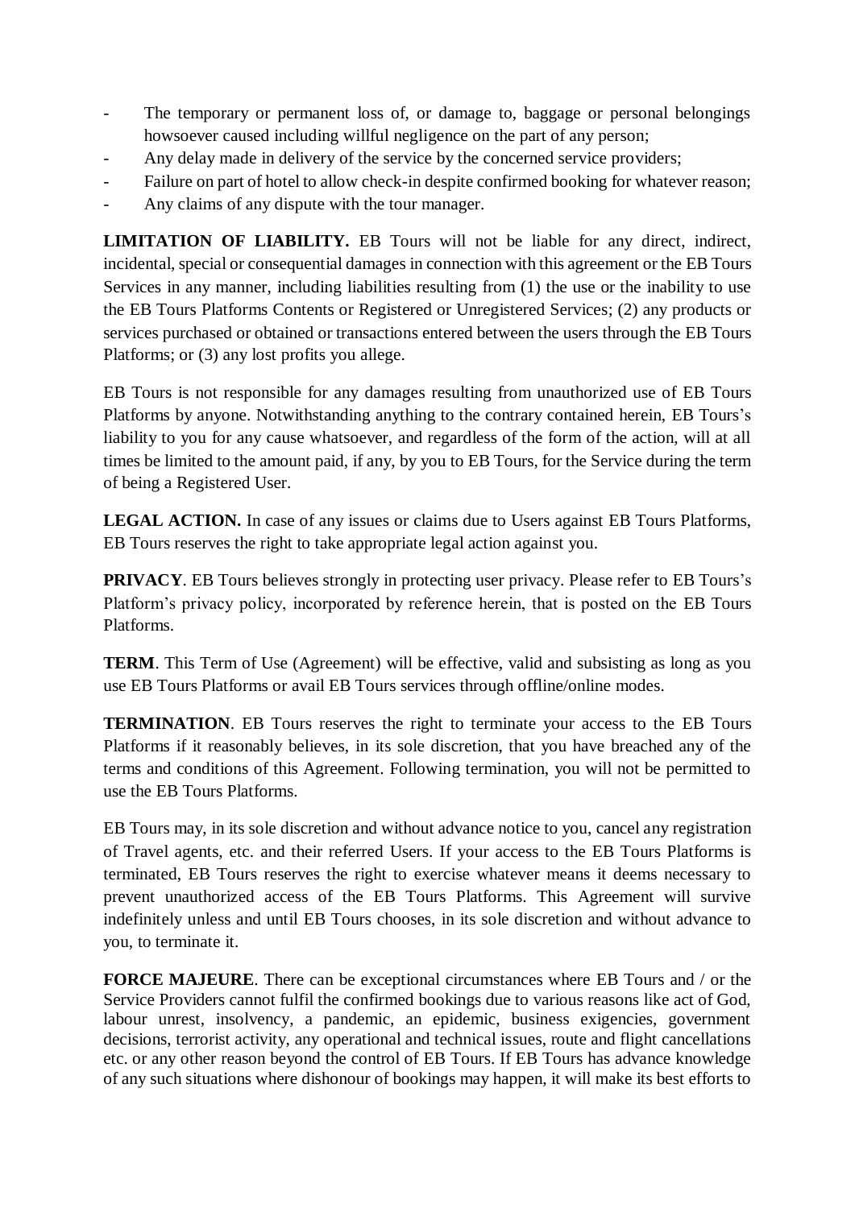- The temporary or permanent loss of, or damage to, baggage or personal belongings howsoever caused including willful negligence on the part of any person;
- Any delay made in delivery of the service by the concerned service providers;
- Failure on part of hotel to allow check-in despite confirmed booking for whatever reason;
- Any claims of any dispute with the tour manager.

**LIMITATION OF LIABILITY.** EB Tours will not be liable for any direct, indirect, incidental, special or consequential damages in connection with this agreement or the EB Tours Services in any manner, including liabilities resulting from (1) the use or the inability to use the EB Tours Platforms Contents or Registered or Unregistered Services; (2) any products or services purchased or obtained or transactions entered between the users through the EB Tours Platforms; or (3) any lost profits you allege.

EB Tours is not responsible for any damages resulting from unauthorized use of EB Tours Platforms by anyone. Notwithstanding anything to the contrary contained herein, EB Tours's liability to you for any cause whatsoever, and regardless of the form of the action, will at all times be limited to the amount paid, if any, by you to EB Tours, for the Service during the term of being a Registered User.

**LEGAL ACTION.** In case of any issues or claims due to Users against EB Tours Platforms, EB Tours reserves the right to take appropriate legal action against you.

**PRIVACY**. EB Tours believes strongly in protecting user privacy. Please refer to EB Tours's Platform's privacy policy, incorporated by reference herein, that is posted on the EB Tours Platforms.

**TERM**. This Term of Use (Agreement) will be effective, valid and subsisting as long as you use EB Tours Platforms or avail EB Tours services through offline/online modes.

**TERMINATION**. EB Tours reserves the right to terminate your access to the EB Tours Platforms if it reasonably believes, in its sole discretion, that you have breached any of the terms and conditions of this Agreement. Following termination, you will not be permitted to use the EB Tours Platforms.

EB Tours may, in its sole discretion and without advance notice to you, cancel any registration of Travel agents, etc. and their referred Users. If your access to the EB Tours Platforms is terminated, EB Tours reserves the right to exercise whatever means it deems necessary to prevent unauthorized access of the EB Tours Platforms. This Agreement will survive indefinitely unless and until EB Tours chooses, in its sole discretion and without advance to you, to terminate it.

**FORCE MAJEURE**. There can be exceptional circumstances where EB Tours and / or the Service Providers cannot fulfil the confirmed bookings due to various reasons like act of God, labour unrest, insolvency, a pandemic, an epidemic, business exigencies, government decisions, terrorist activity, any operational and technical issues, route and flight cancellations etc. or any other reason beyond the control of EB Tours. If EB Tours has advance knowledge of any such situations where dishonour of bookings may happen, it will make its best efforts to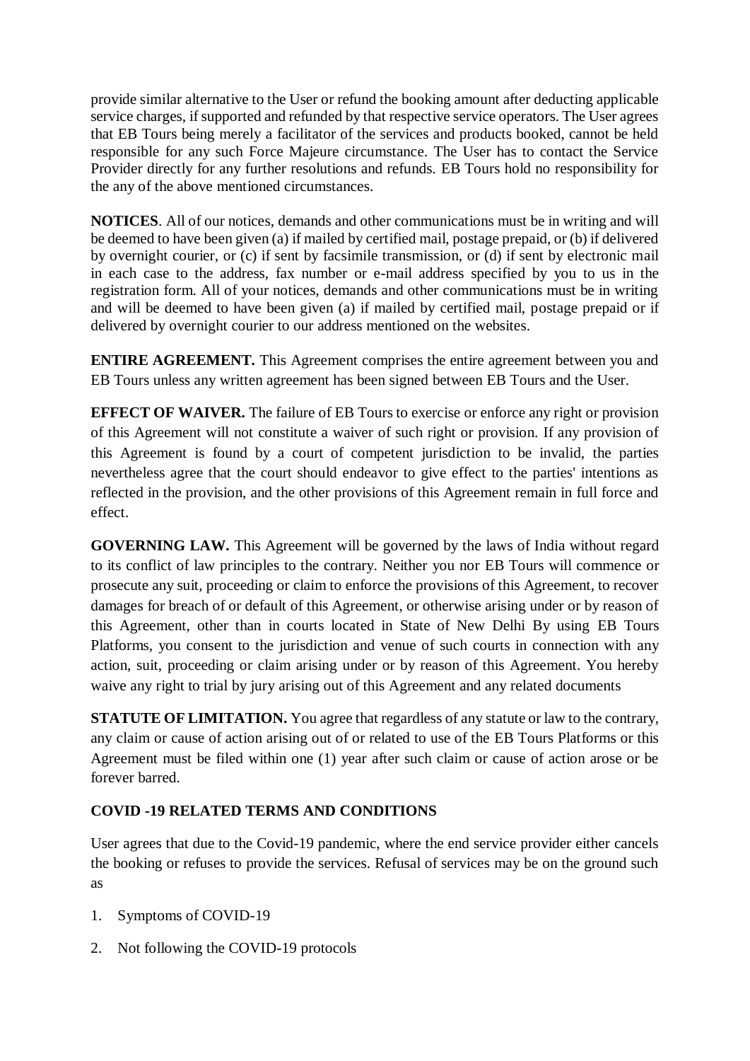provide similar alternative to the User or refund the booking amount after deducting applicable service charges, if supported and refunded by that respective service operators. The User agrees that EB Tours being merely a facilitator of the services and products booked, cannot be held responsible for any such Force Majeure circumstance. The User has to contact the Service Provider directly for any further resolutions and refunds. EB Tours hold no responsibility for the any of the above mentioned circumstances.

**NOTICES**. All of our notices, demands and other communications must be in writing and will be deemed to have been given (a) if mailed by certified mail, postage prepaid, or (b) if delivered by overnight courier, or (c) if sent by facsimile transmission, or (d) if sent by electronic mail in each case to the address, fax number or e-mail address specified by you to us in the registration form. All of your notices, demands and other communications must be in writing and will be deemed to have been given (a) if mailed by certified mail, postage prepaid or if delivered by overnight courier to our address mentioned on the websites.

**ENTIRE AGREEMENT.** This Agreement comprises the entire agreement between you and EB Tours unless any written agreement has been signed between EB Tours and the User.

**EFFECT OF WAIVER.** The failure of EB Tours to exercise or enforce any right or provision of this Agreement will not constitute a waiver of such right or provision. If any provision of this Agreement is found by a court of competent jurisdiction to be invalid, the parties nevertheless agree that the court should endeavor to give effect to the parties' intentions as reflected in the provision, and the other provisions of this Agreement remain in full force and effect.

**GOVERNING LAW.** This Agreement will be governed by the laws of India without regard to its conflict of law principles to the contrary. Neither you nor EB Tours will commence or prosecute any suit, proceeding or claim to enforce the provisions of this Agreement, to recover damages for breach of or default of this Agreement, or otherwise arising under or by reason of this Agreement, other than in courts located in State of New Delhi By using EB Tours Platforms, you consent to the jurisdiction and venue of such courts in connection with any action, suit, proceeding or claim arising under or by reason of this Agreement. You hereby waive any right to trial by jury arising out of this Agreement and any related documents

**STATUTE OF LIMITATION.** You agree that regardless of any statute or law to the contrary, any claim or cause of action arising out of or related to use of the EB Tours Platforms or this Agreement must be filed within one (1) year after such claim or cause of action arose or be forever barred.

**COVID -19 RELATED TERMS AND CONDITIONS**

User agrees that due to the Covid-19 pandemic, where the end service provider either cancels the booking or refuses to provide the services. Refusal of services may be on the ground such as

1. Symptoms of COVID-19
2. Not following the COVID-19 protocols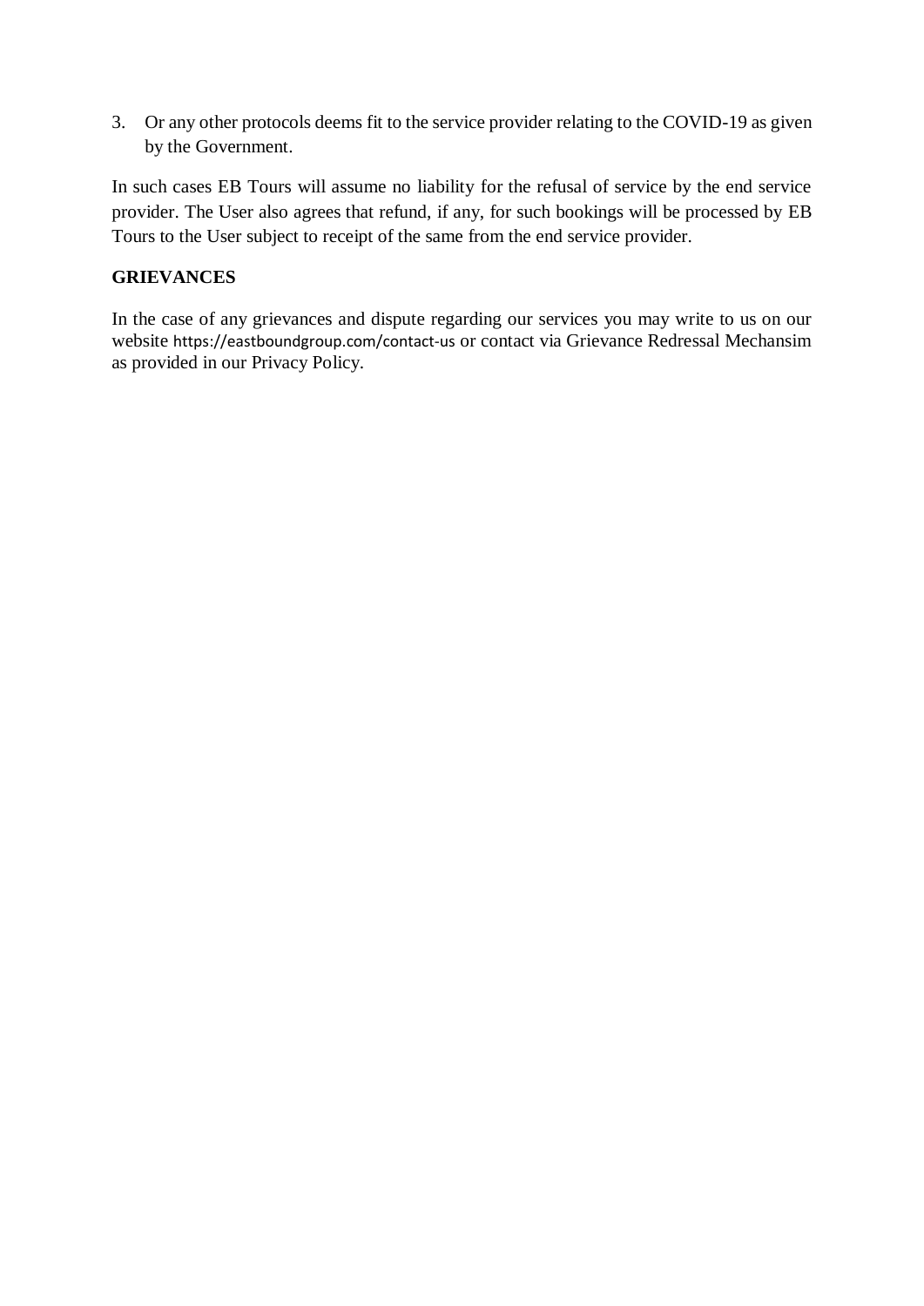3. Or any other protocols deems fit to the service provider relating to the COVID-19 as given by the Government.

In such cases EB Tours will assume no liability for the refusal of service by the end service provider. The User also agrees that refund, if any, for such bookings will be processed by EB Tours to the User subject to receipt of the same from the end service provider.

**GRIEVANCES**

In the case of any grievances and dispute regarding our services you may write to us on our website https://eastboundgroup.com/contact-us or contact via Grievance Redressal Mechansim as provided in our Privacy Policy.